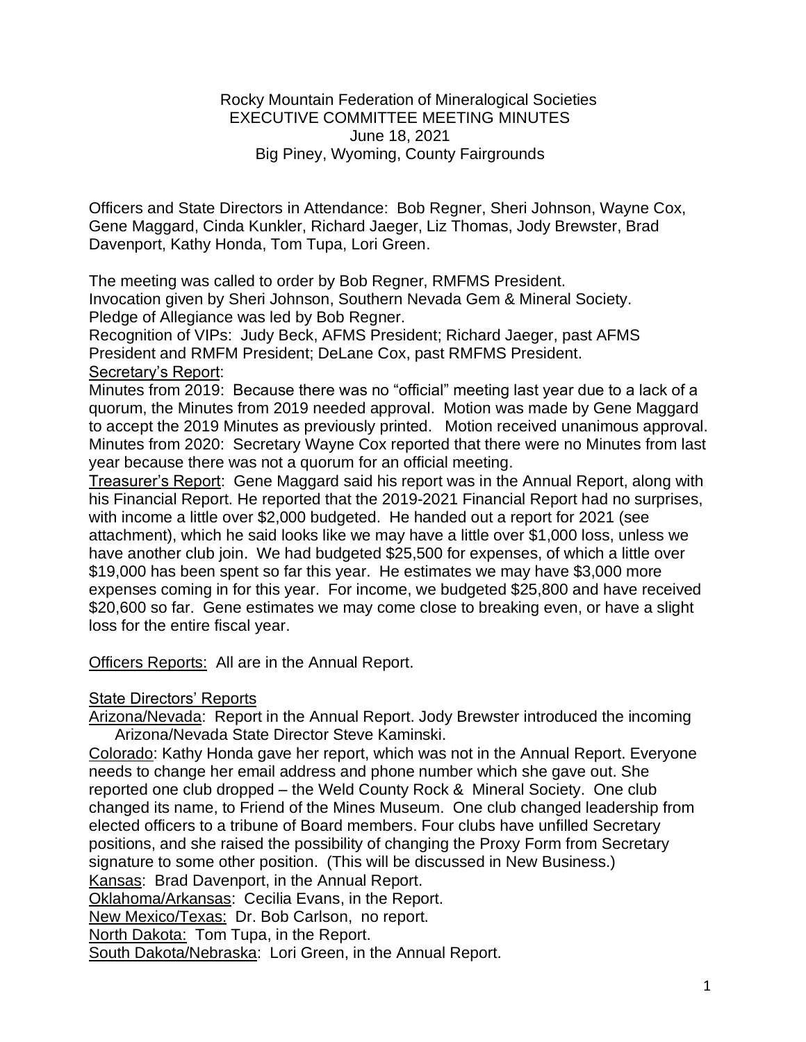Rocky Mountain Federation of Mineralogical Societies
EXECUTIVE COMMITTEE MEETING MINUTES
June 18, 2021
Big Piney, Wyoming, County Fairgrounds

Officers and State Directors in Attendance: Bob Regner, Sheri Johnson, Wayne Cox, Gene Maggard, Cinda Kunkler, Richard Jaeger, Liz Thomas, Jody Brewster, Brad Davenport, Kathy Honda, Tom Tupa, Lori Green.

The meeting was called to order by Bob Regner, RMFMS President.
Invocation given by Sheri Johnson, Southern Nevada Gem & Mineral Society.
Pledge of Allegiance was led by Bob Regner.
Recognition of VIPs: Judy Beck, AFMS President; Richard Jaeger, past AFMS President and RMFM President; DeLane Cox, past RMFMS President.

Secretary's Report:

Minutes from 2019: Because there was no "official" meeting last year due to a lack of a quorum, the Minutes from 2019 needed approval. Motion was made by Gene Maggard to accept the 2019 Minutes as previously printed. Motion received unanimous approval.
Minutes from 2020: Secretary Wayne Cox reported that there were no Minutes from last year because there was not a quorum for an official meeting.

Treasurer's Report: Gene Maggard said his report was in the Annual Report, along with his Financial Report. He reported that the 2019-2021 Financial Report had no surprises, with income a little over $2,000 budgeted. He handed out a report for 2021 (see attachment), which he said looks like we may have a little over $1,000 loss, unless we have another club join. We had budgeted $25,500 for expenses, of which a little over $19,000 has been spent so far this year. He estimates we may have $3,000 more expenses coming in for this year. For income, we budgeted $25,800 and have received $20,600 so far. Gene estimates we may come close to breaking even, or have a slight loss for the entire fiscal year.

Officers Reports: All are in the Annual Report.

State Directors' Reports

Arizona/Nevada: Report in the Annual Report. Jody Brewster introduced the incoming Arizona/Nevada State Director Steve Kaminski.

Colorado: Kathy Honda gave her report, which was not in the Annual Report. Everyone needs to change her email address and phone number which she gave out. She reported one club dropped – the Weld County Rock & Mineral Society. One club changed its name, to Friend of the Mines Museum. One club changed leadership from elected officers to a tribune of Board members. Four clubs have unfilled Secretary positions, and she raised the possibility of changing the Proxy Form from Secretary signature to some other position. (This will be discussed in New Business.)

Kansas: Brad Davenport, in the Annual Report.

Oklahoma/Arkansas: Cecilia Evans, in the Report.

New Mexico/Texas: Dr. Bob Carlson, no report.

North Dakota: Tom Tupa, in the Report.

South Dakota/Nebraska: Lori Green, in the Annual Report.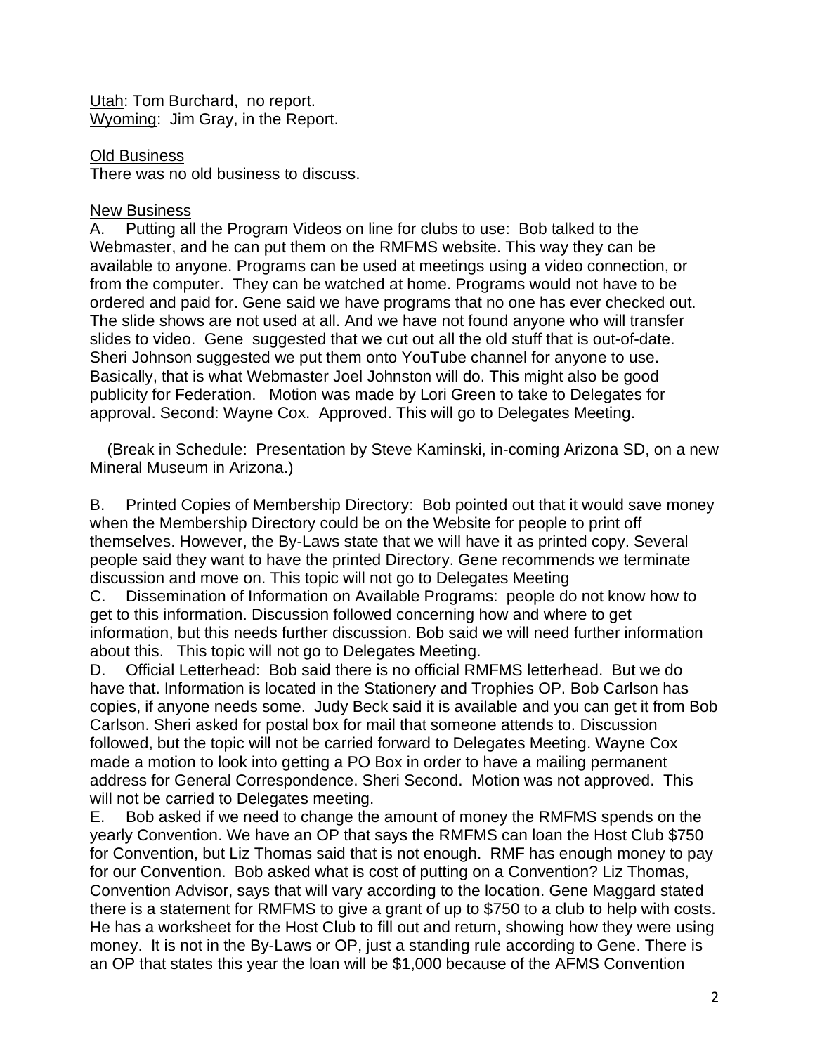Utah: Tom Burchard, no report.
Wyoming: Jim Gray, in the Report.

Old Business
There was no old business to discuss.

New Business
A. Putting all the Program Videos on line for clubs to use: Bob talked to the Webmaster, and he can put them on the RMFMS website. This way they can be available to anyone. Programs can be used at meetings using a video connection, or from the computer. They can be watched at home. Programs would not have to be ordered and paid for. Gene said we have programs that no one has ever checked out. The slide shows are not used at all. And we have not found anyone who will transfer slides to video. Gene suggested that we cut out all the old stuff that is out-of-date. Sheri Johnson suggested we put them onto YouTube channel for anyone to use. Basically, that is what Webmaster Joel Johnston will do. This might also be good publicity for Federation. Motion was made by Lori Green to take to Delegates for approval. Second: Wayne Cox. Approved. This will go to Delegates Meeting.

(Break in Schedule: Presentation by Steve Kaminski, in-coming Arizona SD, on a new Mineral Museum in Arizona.)

B. Printed Copies of Membership Directory: Bob pointed out that it would save money when the Membership Directory could be on the Website for people to print off themselves. However, the By-Laws state that we will have it as printed copy. Several people said they want to have the printed Directory. Gene recommends we terminate discussion and move on. This topic will not go to Delegates Meeting

C. Dissemination of Information on Available Programs: people do not know how to get to this information. Discussion followed concerning how and where to get information, but this needs further discussion. Bob said we will need further information about this. This topic will not go to Delegates Meeting.

D. Official Letterhead: Bob said there is no official RMFMS letterhead. But we do have that. Information is located in the Stationery and Trophies OP. Bob Carlson has copies, if anyone needs some. Judy Beck said it is available and you can get it from Bob Carlson. Sheri asked for postal box for mail that someone attends to. Discussion followed, but the topic will not be carried forward to Delegates Meeting. Wayne Cox made a motion to look into getting a PO Box in order to have a mailing permanent address for General Correspondence. Sheri Second. Motion was not approved. This will not be carried to Delegates meeting.

E. Bob asked if we need to change the amount of money the RMFMS spends on the yearly Convention. We have an OP that says the RMFMS can loan the Host Club $750 for Convention, but Liz Thomas said that is not enough. RMF has enough money to pay for our Convention. Bob asked what is cost of putting on a Convention? Liz Thomas, Convention Advisor, says that will vary according to the location. Gene Maggard stated there is a statement for RMFMS to give a grant of up to $750 to a club to help with costs. He has a worksheet for the Host Club to fill out and return, showing how they were using money. It is not in the By-Laws or OP, just a standing rule according to Gene. There is an OP that states this year the loan will be $1,000 because of the AFMS Convention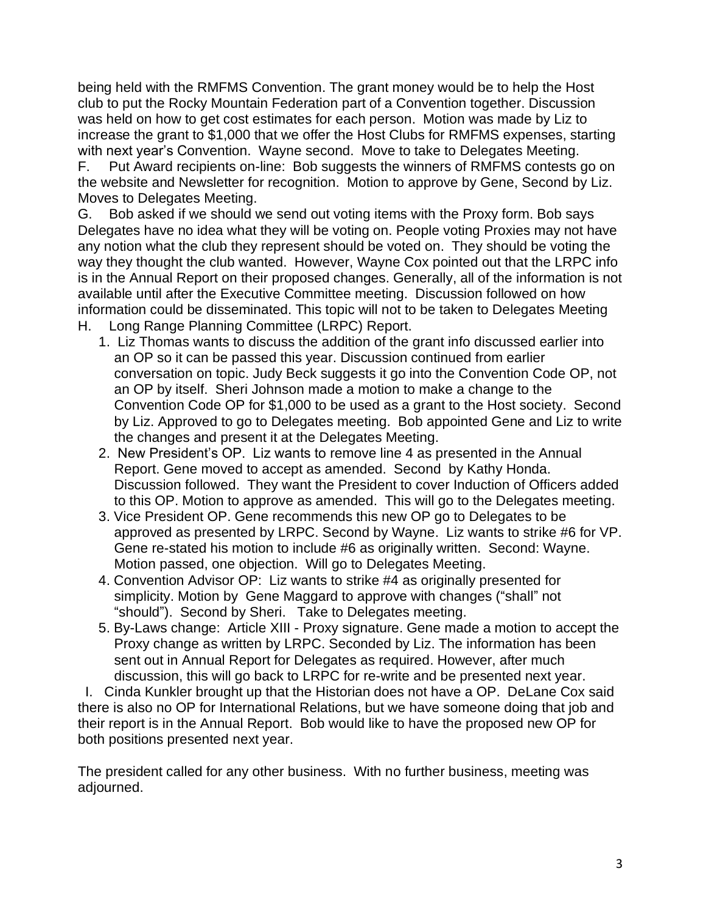being held with the RMFMS Convention. The grant money would be to help the Host club to put the Rocky Mountain Federation part of a Convention together. Discussion was held on how to get cost estimates for each person. Motion was made by Liz to increase the grant to $1,000 that we offer the Host Clubs for RMFMS expenses, starting with next year's Convention. Wayne second. Move to take to Delegates Meeting.

F. Put Award recipients on-line: Bob suggests the winners of RMFMS contests go on the website and Newsletter for recognition. Motion to approve by Gene, Second by Liz. Moves to Delegates Meeting.

G. Bob asked if we should we send out voting items with the Proxy form. Bob says Delegates have no idea what they will be voting on. People voting Proxies may not have any notion what the club they represent should be voted on. They should be voting the way they thought the club wanted. However, Wayne Cox pointed out that the LRPC info is in the Annual Report on their proposed changes. Generally, all of the information is not available until after the Executive Committee meeting. Discussion followed on how information could be disseminated. This topic will not to be taken to Delegates Meeting

H. Long Range Planning Committee (LRPC) Report.

1. Liz Thomas wants to discuss the addition of the grant info discussed earlier into an OP so it can be passed this year. Discussion continued from earlier conversation on topic. Judy Beck suggests it go into the Convention Code OP, not an OP by itself. Sheri Johnson made a motion to make a change to the Convention Code OP for $1,000 to be used as a grant to the Host society. Second by Liz. Approved to go to Delegates meeting. Bob appointed Gene and Liz to write the changes and present it at the Delegates Meeting.
2. New President's OP. Liz wants to remove line 4 as presented in the Annual Report. Gene moved to accept as amended. Second by Kathy Honda. Discussion followed. They want the President to cover Induction of Officers added to this OP. Motion to approve as amended. This will go to the Delegates meeting.
3. Vice President OP. Gene recommends this new OP go to Delegates to be approved as presented by LRPC. Second by Wayne. Liz wants to strike #6 for VP. Gene re-stated his motion to include #6 as originally written. Second: Wayne. Motion passed, one objection. Will go to Delegates Meeting.
4. Convention Advisor OP: Liz wants to strike #4 as originally presented for simplicity. Motion by Gene Maggard to approve with changes ("shall" not "should"). Second by Sheri. Take to Delegates meeting.
5. By-Laws change: Article XIII - Proxy signature. Gene made a motion to accept the Proxy change as written by LRPC. Seconded by Liz. The information has been sent out in Annual Report for Delegates as required. However, after much discussion, this will go back to LRPC for re-write and be presented next year.

I. Cinda Kunkler brought up that the Historian does not have a OP. DeLane Cox said there is also no OP for International Relations, but we have someone doing that job and their report is in the Annual Report. Bob would like to have the proposed new OP for both positions presented next year.

The president called for any other business. With no further business, meeting was adjourned.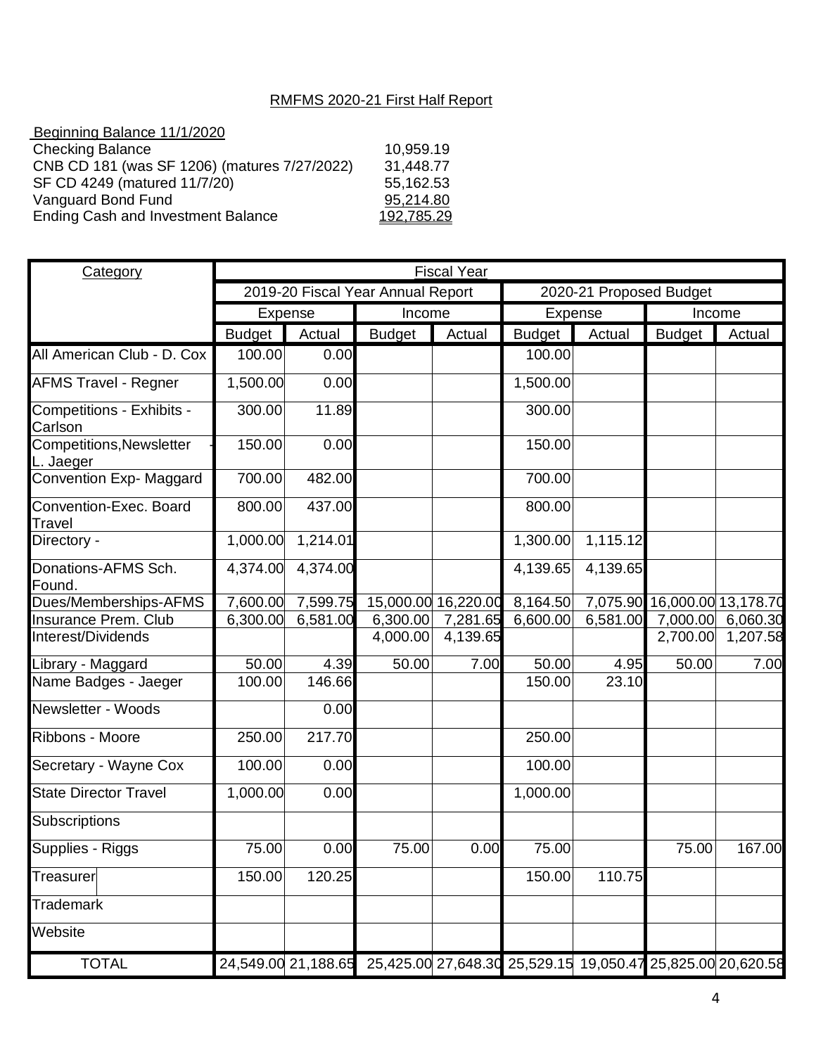RMFMS 2020-21 First Half Report

Beginning Balance 11/1/2020

| | |
|---|---|
| Checking Balance | 10,959.19 |
| CNB CD 181 (was SF 1206) (matures 7/27/2022) | 31,448.77 |
| SF CD 4249 (matured 11/7/20) | 55,162.53 |
| Vanguard Bond Fund | 95,214.80 |
| Ending Cash and Investment Balance | 192,785.29 |

| Category | Fiscal Year | | | | | | | |
|---|---|---|---|---|---|---|---|---|
| | 2019-20 Fiscal Year Annual Report | | | | 2020-21 Proposed Budget | | | |
| | Expense | | Income | | Expense | | Income | |
| | Budget | Actual | Budget | Actual | Budget | Actual | Budget | Actual |
| All American Club - D. Cox | 100.00 | 0.00 | | | 100.00 | | | |
| AFMS Travel - Regner | 1,500.00 | 0.00 | | | 1,500.00 | | | |
| Competitions - Exhibits - Carlson | 300.00 | 11.89 | | | 300.00 | | | |
| Competitions,Newsletter - L. Jaeger | 150.00 | 0.00 | | | 150.00 | | | |
| Convention Exp- Maggard | 700.00 | 482.00 | | | 700.00 | | | |
| Convention-Exec. Board Travel | 800.00 | 437.00 | | | 800.00 | | | |
| Directory - | 1,000.00 | 1,214.01 | | | 1,300.00 | 1,115.12 | | |
| Donations-AFMS Sch. Found. | 4,374.00 | 4,374.00 | | | 4,139.65 | 4,139.65 | | |
| Dues/Memberships-AFMS | 7,600.00 | 7,599.75 | 15,000.00 | 16,220.00 | 8,164.50 | 7,075.90 | 16,000.00 | 13,178.70 |
| Insurance Prem. Club | 6,300.00 | 6,581.00 | 6,300.00 | 7,281.65 | 6,600.00 | 6,581.00 | 7,000.00 | 6,060.30 |
| Interest/Dividends | | | 4,000.00 | 4,139.65 | | | 2,700.00 | 1,207.58 |
| Library - Maggard | 50.00 | 4.39 | 50.00 | 7.00 | 50.00 | 4.95 | 50.00 | 7.00 |
| Name Badges - Jaeger | 100.00 | 146.66 | | | 150.00 | 23.10 | | |
| Newsletter - Woods | | 0.00 | | | | | | |
| Ribbons - Moore | 250.00 | 217.70 | | | 250.00 | | | |
| Secretary - Wayne Cox | 100.00 | 0.00 | | | 100.00 | | | |
| State Director Travel | 1,000.00 | 0.00 | | | 1,000.00 | | | |
| Subscriptions | | | | | | | | |
| Supplies - Riggs | 75.00 | 0.00 | 75.00 | 0.00 | 75.00 | | 75.00 | 167.00 |
| Treasurer | 150.00 | 120.25 | | | 150.00 | 110.75 | | |
| Trademark | | | | | | | | |
| Website | | | | | | | | |
| TOTAL | 24,549.00 | 21,188.65 | 25,425.00 | 27,648.30 | 25,529.15 | 19,050.47 | 25,825.00 | 20,620.58 |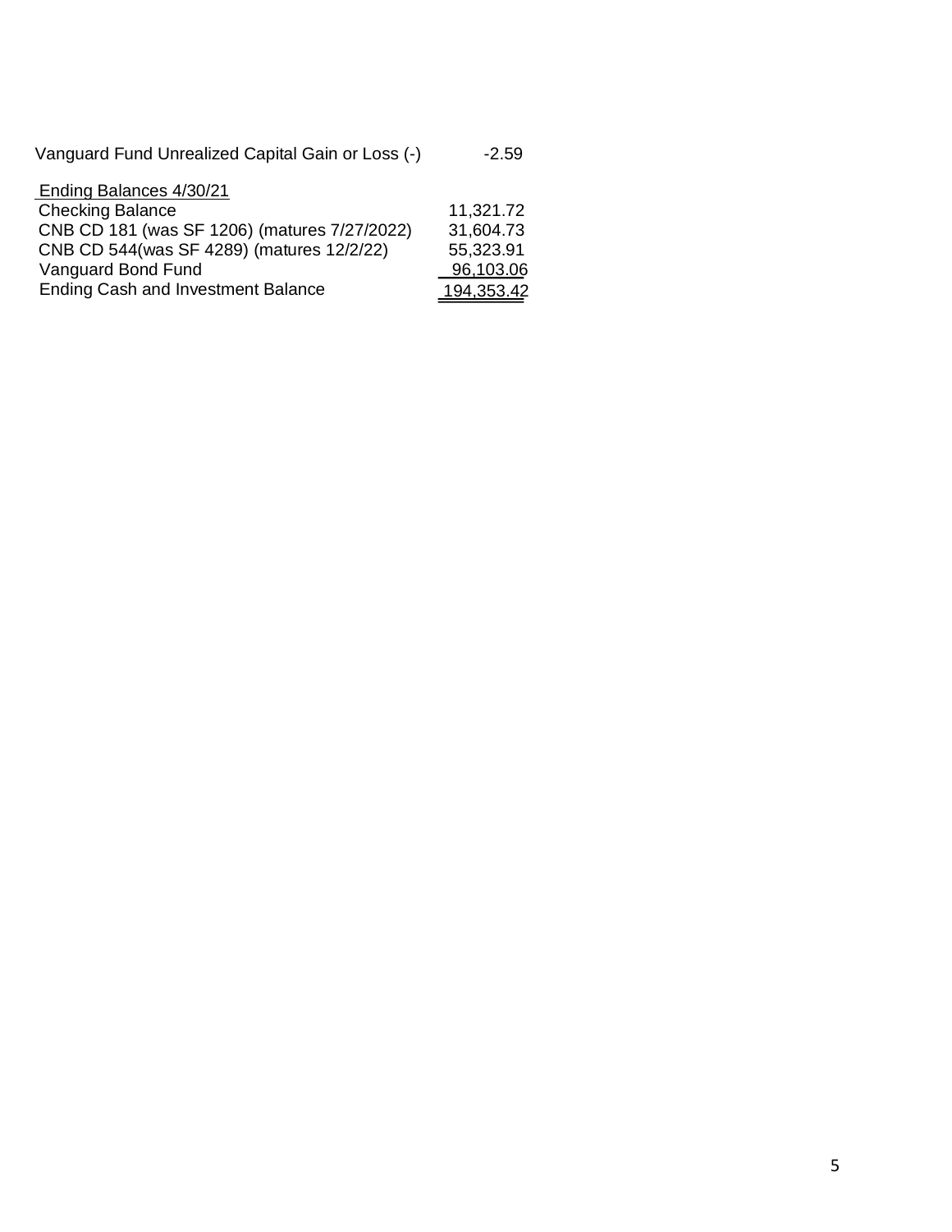| | |
|---|---|
| Vanguard Fund Unrealized Capital Gain or Loss (-) | -2.59 |
| | |
| Ending Balances 4/30/21 | |
| Checking Balance | 11,321.72 |
| CNB CD 181 (was SF 1206) (matures 7/27/2022) | 31,604.73 |
| CNB CD 544(was SF 4289) (matures 12/2/22) | 55,323.91 |
| Vanguard Bond Fund | 96,103.06 |
| Ending Cash and Investment Balance | 194,353.42 |